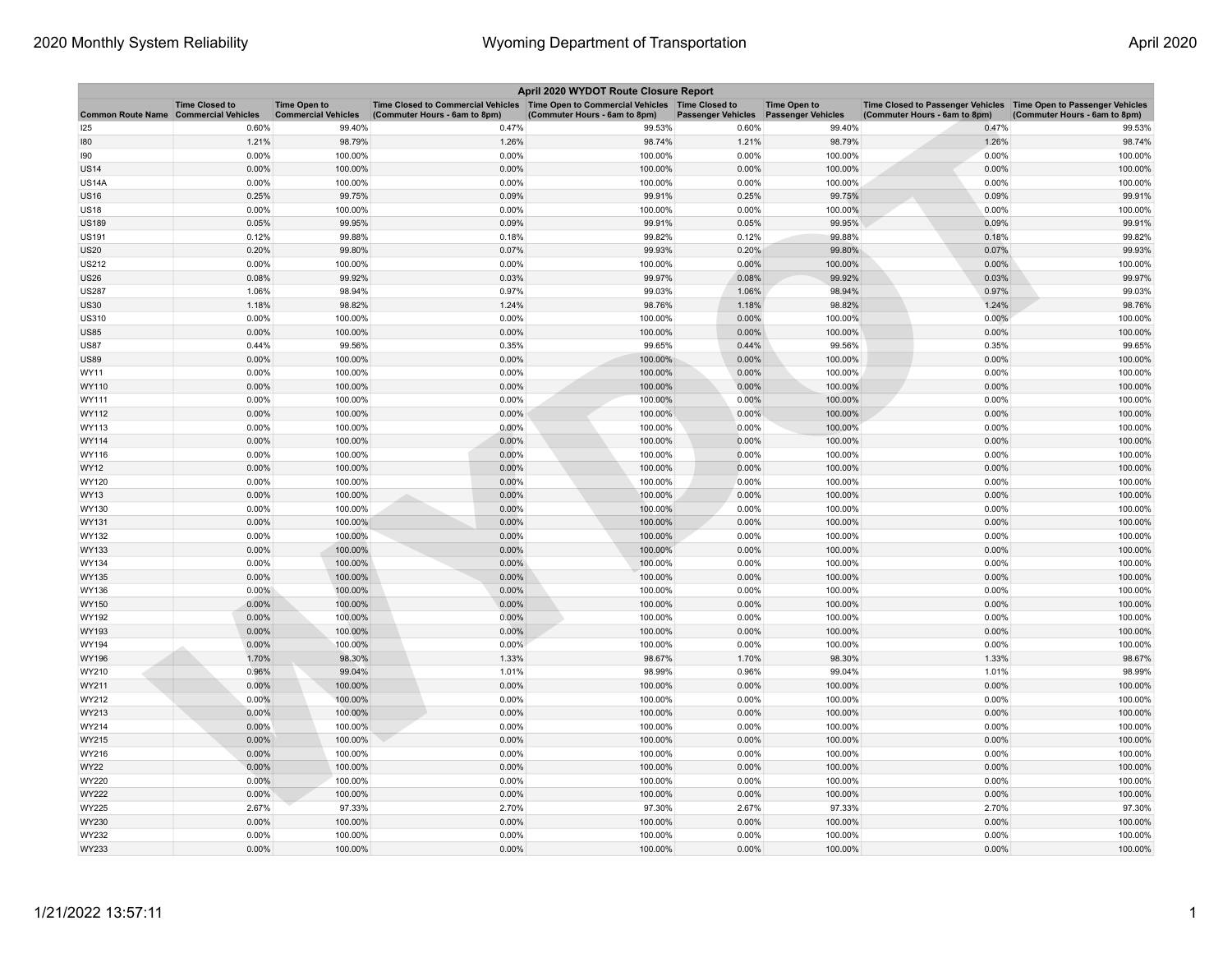| April 2020 WYDOT Route Closure Report | | | | | | | | |
|---|---|---|---|---|---|---|---|---|
| Common Route Name | Time Closed to Commercial Vehicles | Time Open to Commercial Vehicles | Time Closed to Commercial Vehicles (Commuter Hours - 6am to 8pm) | Time Open to Commercial Vehicles (Commuter Hours - 6am to 8pm) | Time Closed to Passenger Vehicles | Time Open to Passenger Vehicles | Time Closed to Passenger Vehicles (Commuter Hours - 6am to 8pm) | Time Open to Passenger Vehicles (Commuter Hours - 6am to 8pm) |
| I25 | 0.60% | 99.40% | 0.47% | 99.53% | 0.60% | 99.40% | 0.47% | 99.53% |
| I80 | 1.21% | 98.79% | 1.26% | 98.74% | 1.21% | 98.79% | 1.26% | 98.74% |
| I90 | 0.00% | 100.00% | 0.00% | 100.00% | 0.00% | 100.00% | 0.00% | 100.00% |
| US14 | 0.00% | 100.00% | 0.00% | 100.00% | 0.00% | 100.00% | 0.00% | 100.00% |
| US14A | 0.00% | 100.00% | 0.00% | 100.00% | 0.00% | 100.00% | 0.00% | 100.00% |
| US16 | 0.25% | 99.75% | 0.09% | 99.91% | 0.25% | 99.75% | 0.09% | 99.91% |
| US18 | 0.00% | 100.00% | 0.00% | 100.00% | 0.00% | 100.00% | 0.00% | 100.00% |
| US189 | 0.05% | 99.95% | 0.09% | 99.91% | 0.05% | 99.95% | 0.09% | 99.91% |
| US191 | 0.12% | 99.88% | 0.18% | 99.82% | 0.12% | 99.88% | 0.18% | 99.82% |
| US20 | 0.20% | 99.80% | 0.07% | 99.93% | 0.20% | 99.80% | 0.07% | 99.93% |
| US212 | 0.00% | 100.00% | 0.00% | 100.00% | 0.00% | 100.00% | 0.00% | 100.00% |
| US26 | 0.08% | 99.92% | 0.03% | 99.97% | 0.08% | 99.92% | 0.03% | 99.97% |
| US287 | 1.06% | 98.94% | 0.97% | 99.03% | 1.06% | 98.94% | 0.97% | 99.03% |
| US30 | 1.18% | 98.82% | 1.24% | 98.76% | 1.18% | 98.82% | 1.24% | 98.76% |
| US310 | 0.00% | 100.00% | 0.00% | 100.00% | 0.00% | 100.00% | 0.00% | 100.00% |
| US85 | 0.00% | 100.00% | 0.00% | 100.00% | 0.00% | 100.00% | 0.00% | 100.00% |
| US87 | 0.44% | 99.56% | 0.35% | 99.65% | 0.44% | 99.56% | 0.35% | 99.65% |
| US89 | 0.00% | 100.00% | 0.00% | 100.00% | 0.00% | 100.00% | 0.00% | 100.00% |
| WY11 | 0.00% | 100.00% | 0.00% | 100.00% | 0.00% | 100.00% | 0.00% | 100.00% |
| WY110 | 0.00% | 100.00% | 0.00% | 100.00% | 0.00% | 100.00% | 0.00% | 100.00% |
| WY111 | 0.00% | 100.00% | 0.00% | 100.00% | 0.00% | 100.00% | 0.00% | 100.00% |
| WY112 | 0.00% | 100.00% | 0.00% | 100.00% | 0.00% | 100.00% | 0.00% | 100.00% |
| WY113 | 0.00% | 100.00% | 0.00% | 100.00% | 0.00% | 100.00% | 0.00% | 100.00% |
| WY114 | 0.00% | 100.00% | 0.00% | 100.00% | 0.00% | 100.00% | 0.00% | 100.00% |
| WY116 | 0.00% | 100.00% | 0.00% | 100.00% | 0.00% | 100.00% | 0.00% | 100.00% |
| WY12 | 0.00% | 100.00% | 0.00% | 100.00% | 0.00% | 100.00% | 0.00% | 100.00% |
| WY120 | 0.00% | 100.00% | 0.00% | 100.00% | 0.00% | 100.00% | 0.00% | 100.00% |
| WY13 | 0.00% | 100.00% | 0.00% | 100.00% | 0.00% | 100.00% | 0.00% | 100.00% |
| WY130 | 0.00% | 100.00% | 0.00% | 100.00% | 0.00% | 100.00% | 0.00% | 100.00% |
| WY131 | 0.00% | 100.00% | 0.00% | 100.00% | 0.00% | 100.00% | 0.00% | 100.00% |
| WY132 | 0.00% | 100.00% | 0.00% | 100.00% | 0.00% | 100.00% | 0.00% | 100.00% |
| WY133 | 0.00% | 100.00% | 0.00% | 100.00% | 0.00% | 100.00% | 0.00% | 100.00% |
| WY134 | 0.00% | 100.00% | 0.00% | 100.00% | 0.00% | 100.00% | 0.00% | 100.00% |
| WY135 | 0.00% | 100.00% | 0.00% | 100.00% | 0.00% | 100.00% | 0.00% | 100.00% |
| WY136 | 0.00% | 100.00% | 0.00% | 100.00% | 0.00% | 100.00% | 0.00% | 100.00% |
| WY150 | 0.00% | 100.00% | 0.00% | 100.00% | 0.00% | 100.00% | 0.00% | 100.00% |
| WY192 | 0.00% | 100.00% | 0.00% | 100.00% | 0.00% | 100.00% | 0.00% | 100.00% |
| WY193 | 0.00% | 100.00% | 0.00% | 100.00% | 0.00% | 100.00% | 0.00% | 100.00% |
| WY194 | 0.00% | 100.00% | 0.00% | 100.00% | 0.00% | 100.00% | 0.00% | 100.00% |
| WY196 | 1.70% | 98.30% | 1.33% | 98.67% | 1.70% | 98.30% | 1.33% | 98.67% |
| WY210 | 0.96% | 99.04% | 1.01% | 98.99% | 0.96% | 99.04% | 1.01% | 98.99% |
| WY211 | 0.00% | 100.00% | 0.00% | 100.00% | 0.00% | 100.00% | 0.00% | 100.00% |
| WY212 | 0.00% | 100.00% | 0.00% | 100.00% | 0.00% | 100.00% | 0.00% | 100.00% |
| WY213 | 0.00% | 100.00% | 0.00% | 100.00% | 0.00% | 100.00% | 0.00% | 100.00% |
| WY214 | 0.00% | 100.00% | 0.00% | 100.00% | 0.00% | 100.00% | 0.00% | 100.00% |
| WY215 | 0.00% | 100.00% | 0.00% | 100.00% | 0.00% | 100.00% | 0.00% | 100.00% |
| WY216 | 0.00% | 100.00% | 0.00% | 100.00% | 0.00% | 100.00% | 0.00% | 100.00% |
| WY22 | 0.00% | 100.00% | 0.00% | 100.00% | 0.00% | 100.00% | 0.00% | 100.00% |
| WY220 | 0.00% | 100.00% | 0.00% | 100.00% | 0.00% | 100.00% | 0.00% | 100.00% |
| WY222 | 0.00% | 100.00% | 0.00% | 100.00% | 0.00% | 100.00% | 0.00% | 100.00% |
| WY225 | 2.67% | 97.33% | 2.70% | 97.30% | 2.67% | 97.33% | 2.70% | 97.30% |
| WY230 | 0.00% | 100.00% | 0.00% | 100.00% | 0.00% | 100.00% | 0.00% | 100.00% |
| WY232 | 0.00% | 100.00% | 0.00% | 100.00% | 0.00% | 100.00% | 0.00% | 100.00% |
| WY233 | 0.00% | 100.00% | 0.00% | 100.00% | 0.00% | 100.00% | 0.00% | 100.00% |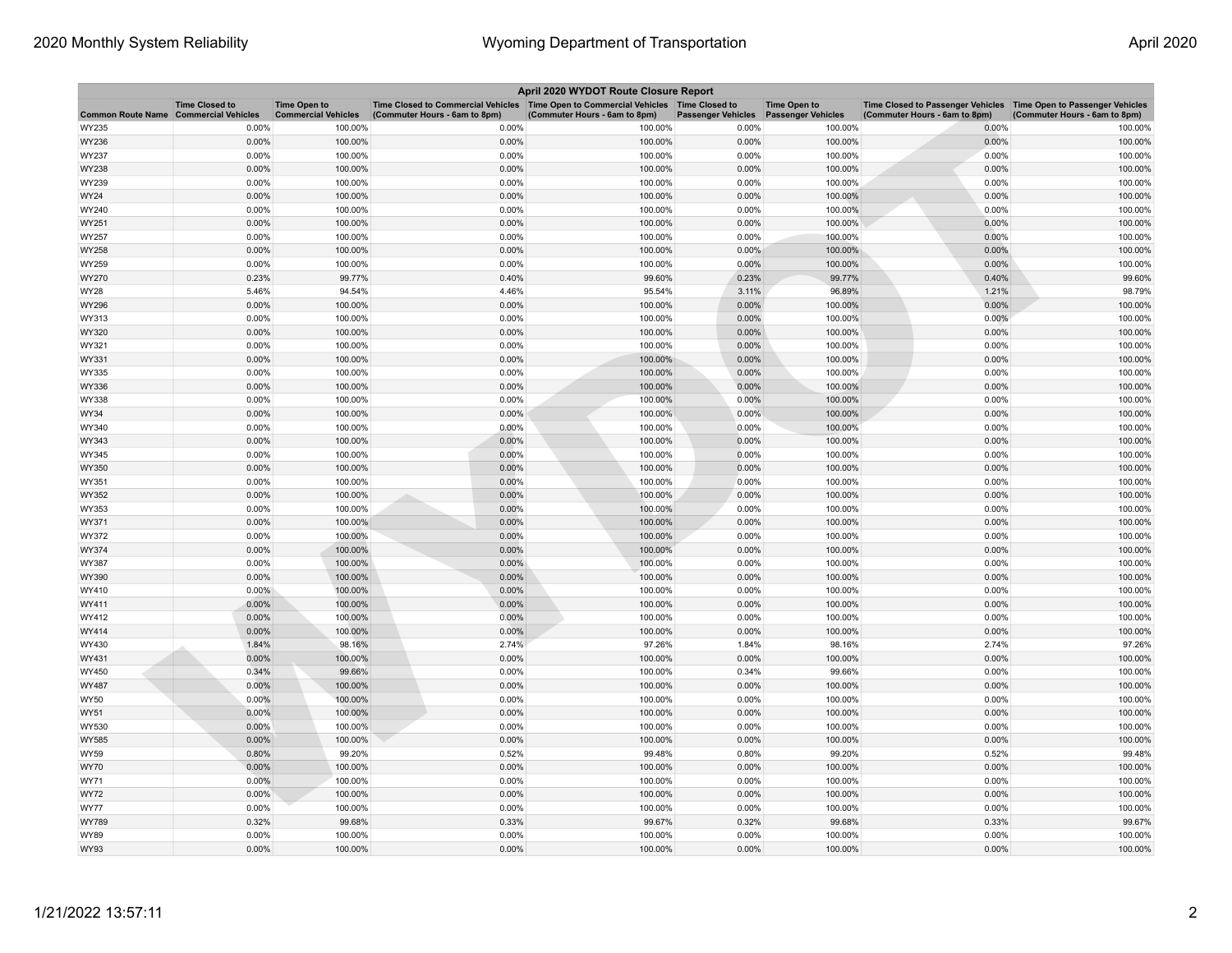| April 2020 WYDOT Route Closure Report | | | | | | | | |
|---|---|---|---|---|---|---|---|---|
| Common Route Name | Time Closed to Commercial Vehicles | Time Open to Commercial Vehicles | Time Closed to Commercial Vehicles (Commuter Hours - 6am to 8pm) | Time Open to Commercial Vehicles (Commuter Hours - 6am to 8pm) | Time Closed to Passenger Vehicles | Time Open to Passenger Vehicles | Time Closed to Passenger Vehicles (Commuter Hours - 6am to 8pm) | Time Open to Passenger Vehicles (Commuter Hours - 6am to 8pm) |
| WY235 | 0.00% | 100.00% | 0.00% | 100.00% | 0.00% | 100.00% | 0.00% | 100.00% |
| WY236 | 0.00% | 100.00% | 0.00% | 100.00% | 0.00% | 100.00% | 0.00% | 100.00% |
| WY237 | 0.00% | 100.00% | 0.00% | 100.00% | 0.00% | 100.00% | 0.00% | 100.00% |
| WY238 | 0.00% | 100.00% | 0.00% | 100.00% | 0.00% | 100.00% | 0.00% | 100.00% |
| WY239 | 0.00% | 100.00% | 0.00% | 100.00% | 0.00% | 100.00% | 0.00% | 100.00% |
| WY24 | 0.00% | 100.00% | 0.00% | 100.00% | 0.00% | 100.00% | 0.00% | 100.00% |
| WY240 | 0.00% | 100.00% | 0.00% | 100.00% | 0.00% | 100.00% | 0.00% | 100.00% |
| WY251 | 0.00% | 100.00% | 0.00% | 100.00% | 0.00% | 100.00% | 0.00% | 100.00% |
| WY257 | 0.00% | 100.00% | 0.00% | 100.00% | 0.00% | 100.00% | 0.00% | 100.00% |
| WY258 | 0.00% | 100.00% | 0.00% | 100.00% | 0.00% | 100.00% | 0.00% | 100.00% |
| WY259 | 0.00% | 100.00% | 0.00% | 100.00% | 0.00% | 100.00% | 0.00% | 100.00% |
| WY270 | 0.23% | 99.77% | 0.40% | 99.60% | 0.23% | 99.77% | 0.40% | 99.60% |
| WY28 | 5.46% | 94.54% | 4.46% | 95.54% | 3.11% | 96.89% | 1.21% | 98.79% |
| WY296 | 0.00% | 100.00% | 0.00% | 100.00% | 0.00% | 100.00% | 0.00% | 100.00% |
| WY313 | 0.00% | 100.00% | 0.00% | 100.00% | 0.00% | 100.00% | 0.00% | 100.00% |
| WY320 | 0.00% | 100.00% | 0.00% | 100.00% | 0.00% | 100.00% | 0.00% | 100.00% |
| WY321 | 0.00% | 100.00% | 0.00% | 100.00% | 0.00% | 100.00% | 0.00% | 100.00% |
| WY331 | 0.00% | 100.00% | 0.00% | 100.00% | 0.00% | 100.00% | 0.00% | 100.00% |
| WY335 | 0.00% | 100.00% | 0.00% | 100.00% | 0.00% | 100.00% | 0.00% | 100.00% |
| WY336 | 0.00% | 100.00% | 0.00% | 100.00% | 0.00% | 100.00% | 0.00% | 100.00% |
| WY338 | 0.00% | 100.00% | 0.00% | 100.00% | 0.00% | 100.00% | 0.00% | 100.00% |
| WY34 | 0.00% | 100.00% | 0.00% | 100.00% | 0.00% | 100.00% | 0.00% | 100.00% |
| WY340 | 0.00% | 100.00% | 0.00% | 100.00% | 0.00% | 100.00% | 0.00% | 100.00% |
| WY343 | 0.00% | 100.00% | 0.00% | 100.00% | 0.00% | 100.00% | 0.00% | 100.00% |
| WY345 | 0.00% | 100.00% | 0.00% | 100.00% | 0.00% | 100.00% | 0.00% | 100.00% |
| WY350 | 0.00% | 100.00% | 0.00% | 100.00% | 0.00% | 100.00% | 0.00% | 100.00% |
| WY351 | 0.00% | 100.00% | 0.00% | 100.00% | 0.00% | 100.00% | 0.00% | 100.00% |
| WY352 | 0.00% | 100.00% | 0.00% | 100.00% | 0.00% | 100.00% | 0.00% | 100.00% |
| WY353 | 0.00% | 100.00% | 0.00% | 100.00% | 0.00% | 100.00% | 0.00% | 100.00% |
| WY371 | 0.00% | 100.00% | 0.00% | 100.00% | 0.00% | 100.00% | 0.00% | 100.00% |
| WY372 | 0.00% | 100.00% | 0.00% | 100.00% | 0.00% | 100.00% | 0.00% | 100.00% |
| WY374 | 0.00% | 100.00% | 0.00% | 100.00% | 0.00% | 100.00% | 0.00% | 100.00% |
| WY387 | 0.00% | 100.00% | 0.00% | 100.00% | 0.00% | 100.00% | 0.00% | 100.00% |
| WY390 | 0.00% | 100.00% | 0.00% | 100.00% | 0.00% | 100.00% | 0.00% | 100.00% |
| WY410 | 0.00% | 100.00% | 0.00% | 100.00% | 0.00% | 100.00% | 0.00% | 100.00% |
| WY411 | 0.00% | 100.00% | 0.00% | 100.00% | 0.00% | 100.00% | 0.00% | 100.00% |
| WY412 | 0.00% | 100.00% | 0.00% | 100.00% | 0.00% | 100.00% | 0.00% | 100.00% |
| WY414 | 0.00% | 100.00% | 0.00% | 100.00% | 0.00% | 100.00% | 0.00% | 100.00% |
| WY430 | 1.84% | 98.16% | 2.74% | 97.26% | 1.84% | 98.16% | 2.74% | 97.26% |
| WY431 | 0.00% | 100.00% | 0.00% | 100.00% | 0.00% | 100.00% | 0.00% | 100.00% |
| WY450 | 0.34% | 99.66% | 0.00% | 100.00% | 0.34% | 99.66% | 0.00% | 100.00% |
| WY487 | 0.00% | 100.00% | 0.00% | 100.00% | 0.00% | 100.00% | 0.00% | 100.00% |
| WY50 | 0.00% | 100.00% | 0.00% | 100.00% | 0.00% | 100.00% | 0.00% | 100.00% |
| WY51 | 0.00% | 100.00% | 0.00% | 100.00% | 0.00% | 100.00% | 0.00% | 100.00% |
| WY530 | 0.00% | 100.00% | 0.00% | 100.00% | 0.00% | 100.00% | 0.00% | 100.00% |
| WY585 | 0.00% | 100.00% | 0.00% | 100.00% | 0.00% | 100.00% | 0.00% | 100.00% |
| WY59 | 0.80% | 99.20% | 0.52% | 99.48% | 0.80% | 99.20% | 0.52% | 99.48% |
| WY70 | 0.00% | 100.00% | 0.00% | 100.00% | 0.00% | 100.00% | 0.00% | 100.00% |
| WY71 | 0.00% | 100.00% | 0.00% | 100.00% | 0.00% | 100.00% | 0.00% | 100.00% |
| WY72 | 0.00% | 100.00% | 0.00% | 100.00% | 0.00% | 100.00% | 0.00% | 100.00% |
| WY77 | 0.00% | 100.00% | 0.00% | 100.00% | 0.00% | 100.00% | 0.00% | 100.00% |
| WY789 | 0.32% | 99.68% | 0.33% | 99.67% | 0.32% | 99.68% | 0.33% | 99.67% |
| WY89 | 0.00% | 100.00% | 0.00% | 100.00% | 0.00% | 100.00% | 0.00% | 100.00% |
| WY93 | 0.00% | 100.00% | 0.00% | 100.00% | 0.00% | 100.00% | 0.00% | 100.00% |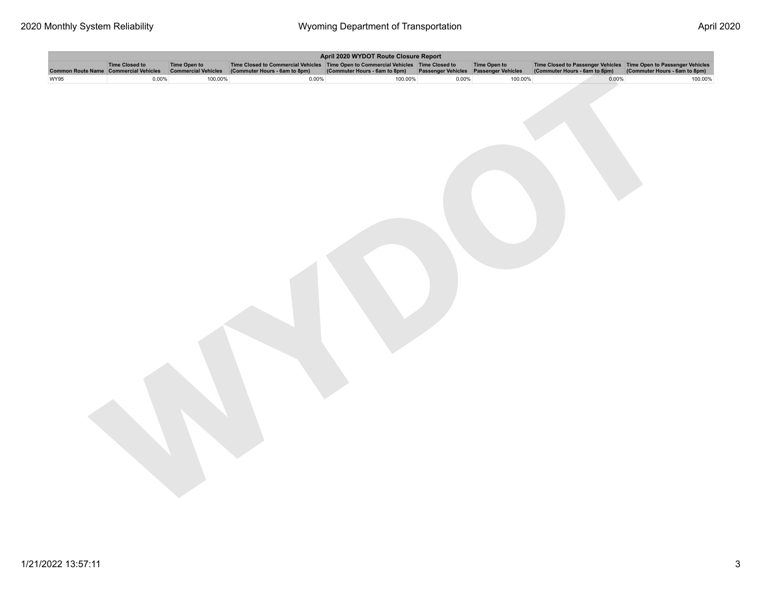| April 2020 WYDOT Route Closure Report | | | | | | | | |
|---|---|---|---|---|---|---|---|---|
| Common Route Name | Time Closed to Commercial Vehicles | Time Open to Commercial Vehicles | Time Closed to Commercial Vehicles (Commuter Hours - 6am to 8pm) | Time Open to Commercial Vehicles (Commuter Hours - 6am to 8pm) | Time Closed to Passenger Vehicles | Time Open to Passenger Vehicles | Time Closed to Passenger Vehicles (Commuter Hours - 6am to 8pm) | Time Open to Passenger Vehicles (Commuter Hours - 6am to 8pm) |
| WY95 | 0.00% | 100.00% | 0.00% | 100.00% | 0.00% | 100.00% | 0.00% | 100.00% |